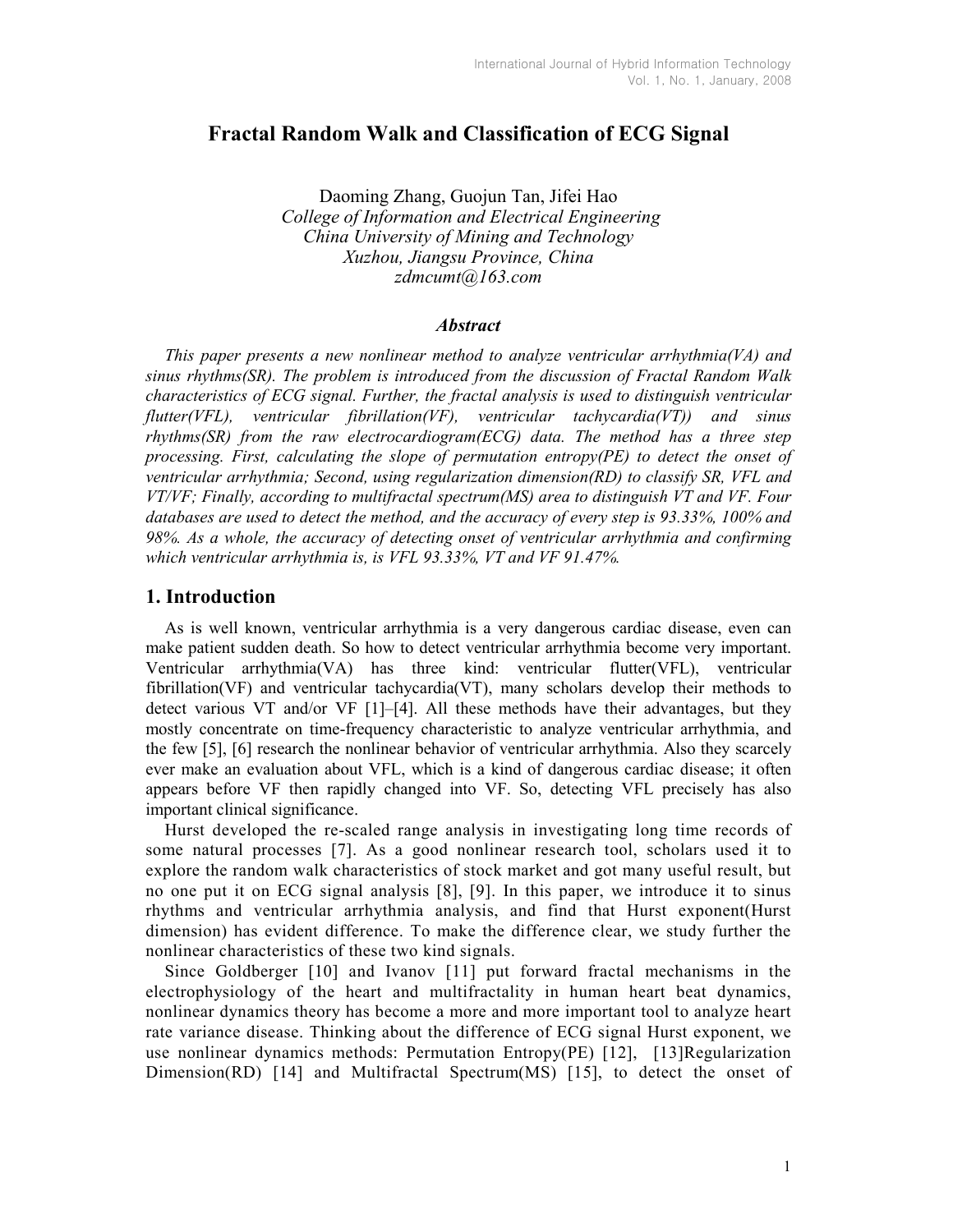# Fractal Random Walk and Classification of ECG Signal

Daoming Zhang, Guojun Tan, Jifei Hao
*College of Information and Electrical Engineering*
*China University of Mining and Technology*
*Xuzhou, Jiangsu Province, China*
*zdmcumt@163.com*

### *Abstract*

*This paper presents a new nonlinear method to analyze ventricular arrhythmia(VA) and sinus rhythms(SR). The problem is introduced from the discussion of Fractal Random Walk characteristics of ECG signal. Further, the fractal analysis is used to distinguish ventricular flutter(VFL), ventricular fibrillation(VF), ventricular tachycardia(VT)) and sinus rhythms(SR) from the raw electrocardiogram(ECG) data. The method has a three step processing. First, calculating the slope of permutation entropy(PE) to detect the onset of ventricular arrhythmia; Second, using regularization dimension(RD) to classify SR, VFL and VT/VF; Finally, according to multifractal spectrum(MS) area to distinguish VT and VF. Four databases are used to detect the method, and the accuracy of every step is 93.33%, 100% and 98%. As a whole, the accuracy of detecting onset of ventricular arrhythmia and confirming which ventricular arrhythmia is, is VFL 93.33%, VT and VF 91.47%.*

## 1. Introduction

As is well known, ventricular arrhythmia is a very dangerous cardiac disease, even can make patient sudden death. So how to detect ventricular arrhythmia become very important. Ventricular arrhythmia(VA) has three kind: ventricular flutter(VFL), ventricular fibrillation(VF) and ventricular tachycardia(VT), many scholars develop their methods to detect various VT and/or VF [1]–[4]. All these methods have their advantages, but they mostly concentrate on time-frequency characteristic to analyze ventricular arrhythmia, and the few [5], [6] research the nonlinear behavior of ventricular arrhythmia. Also they scarcely ever make an evaluation about VFL, which is a kind of dangerous cardiac disease; it often appears before VF then rapidly changed into VF. So, detecting VFL precisely has also important clinical significance.

Hurst developed the re-scaled range analysis in investigating long time records of some natural processes [7]. As a good nonlinear research tool, scholars used it to explore the random walk characteristics of stock market and got many useful result, but no one put it on ECG signal analysis [8], [9]. In this paper, we introduce it to sinus rhythms and ventricular arrhythmia analysis, and find that Hurst exponent(Hurst dimension) has evident difference. To make the difference clear, we study further the nonlinear characteristics of these two kind signals.

Since Goldberger [10] and Ivanov [11] put forward fractal mechanisms in the electrophysiology of the heart and multifractality in human heart beat dynamics, nonlinear dynamics theory has become a more and more important tool to analyze heart rate variance disease. Thinking about the difference of ECG signal Hurst exponent, we use nonlinear dynamics methods: Permutation Entropy(PE) [12], [13]Regularization Dimension(RD) [14] and Multifractal Spectrum(MS) [15], to detect the onset of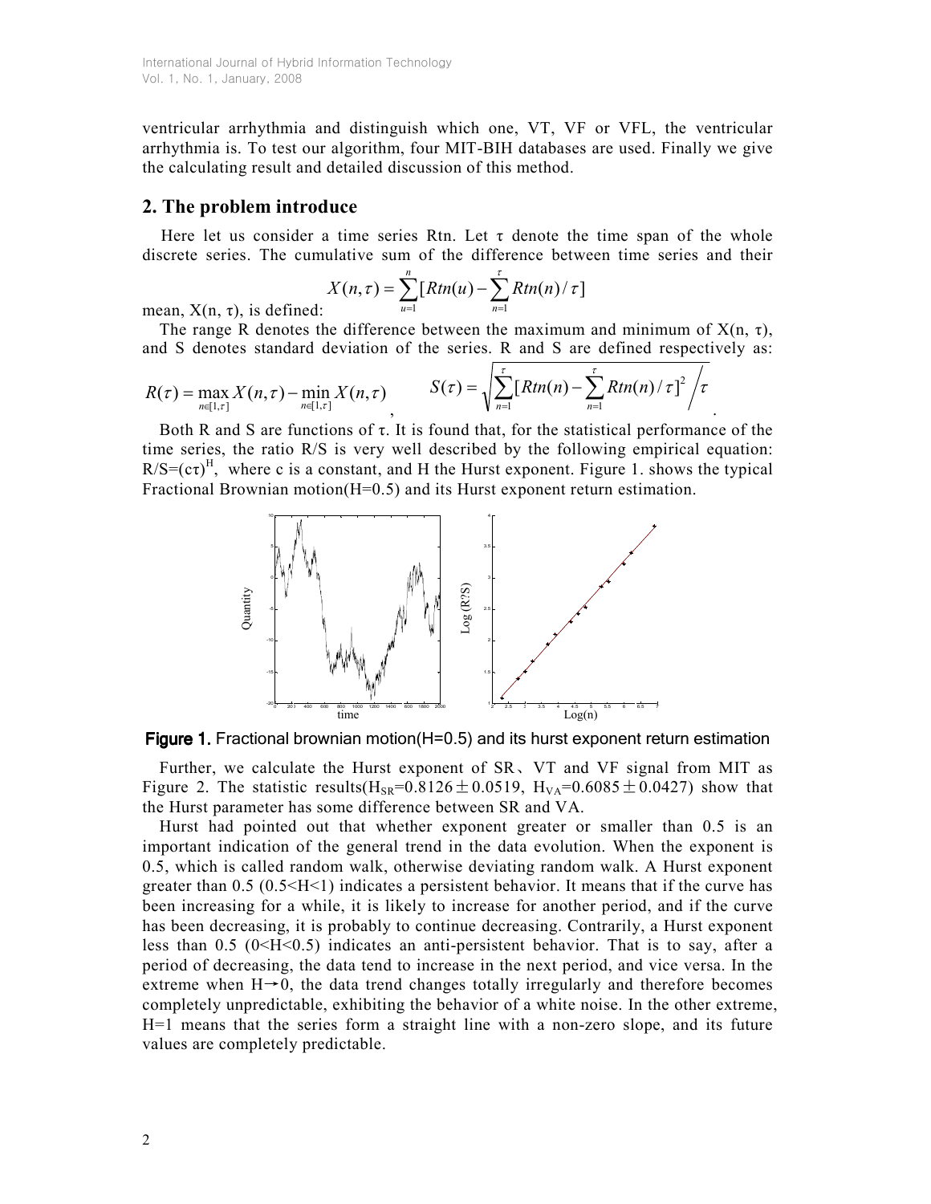ventricular arrhythmia and distinguish which one, VT, VF or VFL, the ventricular arrhythmia is. To test our algorithm, four MIT-BIH databases are used. Finally we give the calculating result and detailed discussion of this method.

## 2. The problem introduce

Here let us consider a time series Rtn. Let τ denote the time span of the whole discrete series. The cumulative sum of the difference between time series and their mean, X(n, τ), is defined:

$$X(n,\tau) = \sum_{u=1}^{n}[Rtn(u) - \sum_{n=1}^{\tau} Rtn(n)/\tau]$$

The range R denotes the difference between the maximum and minimum of X(n, τ), and S denotes standard deviation of the series. R and S are defined respectively as:

$$R(\tau) = \max_{n\in[1,\tau]} X(n,\tau) - \min_{n\in[1,\tau]} X(n,\tau), \qquad S(\tau) = \sqrt{\sum_{n=1}^{\tau}[Rtn(n) - \sum_{n=1}^{\tau} Rtn(n)/\tau]^2 \Big/ \tau}.$$

Both R and S are functions of τ. It is found that, for the statistical performance of the time series, the ratio R/S is very well described by the following empirical equation: $R/S=(c\tau)^H$, where c is a constant, and H the Hurst exponent. Figure 1. shows the typical Fractional Brownian motion(H=0.5) and its Hurst exponent return estimation.

Quantity
time
Log (R/S)
Log(n)

**Figure 1.** Fractional brownian motion(H=0.5) and its hurst exponent return estimation

Further, we calculate the Hurst exponent of SR、VT and VF signal from MIT as Figure 2. The statistic results($H_{SR}$=0.8126±0.0519, $H_{VA}$=0.6085±0.0427) show that the Hurst parameter has some difference between SR and VA.

Hurst had pointed out that whether exponent greater or smaller than 0.5 is an important indication of the general trend in the data evolution. When the exponent is 0.5, which is called random walk, otherwise deviating random walk. A Hurst exponent greater than 0.5 ($0.5<H<1$) indicates a persistent behavior. It means that if the curve has been increasing for a while, it is likely to increase for another period, and if the curve has been decreasing, it is probably to continue decreasing. Contrarily, a Hurst exponent less than 0.5 ($0<H<0.5$) indicates an anti-persistent behavior. That is to say, after a period of decreasing, the data tend to increase in the next period, and vice versa. In the extreme when $H\to 0$, the data trend changes totally irregularly and therefore becomes completely unpredictable, exhibiting the behavior of a white noise. In the other extreme, H=1 means that the series form a straight line with a non-zero slope, and its future values are completely predictable.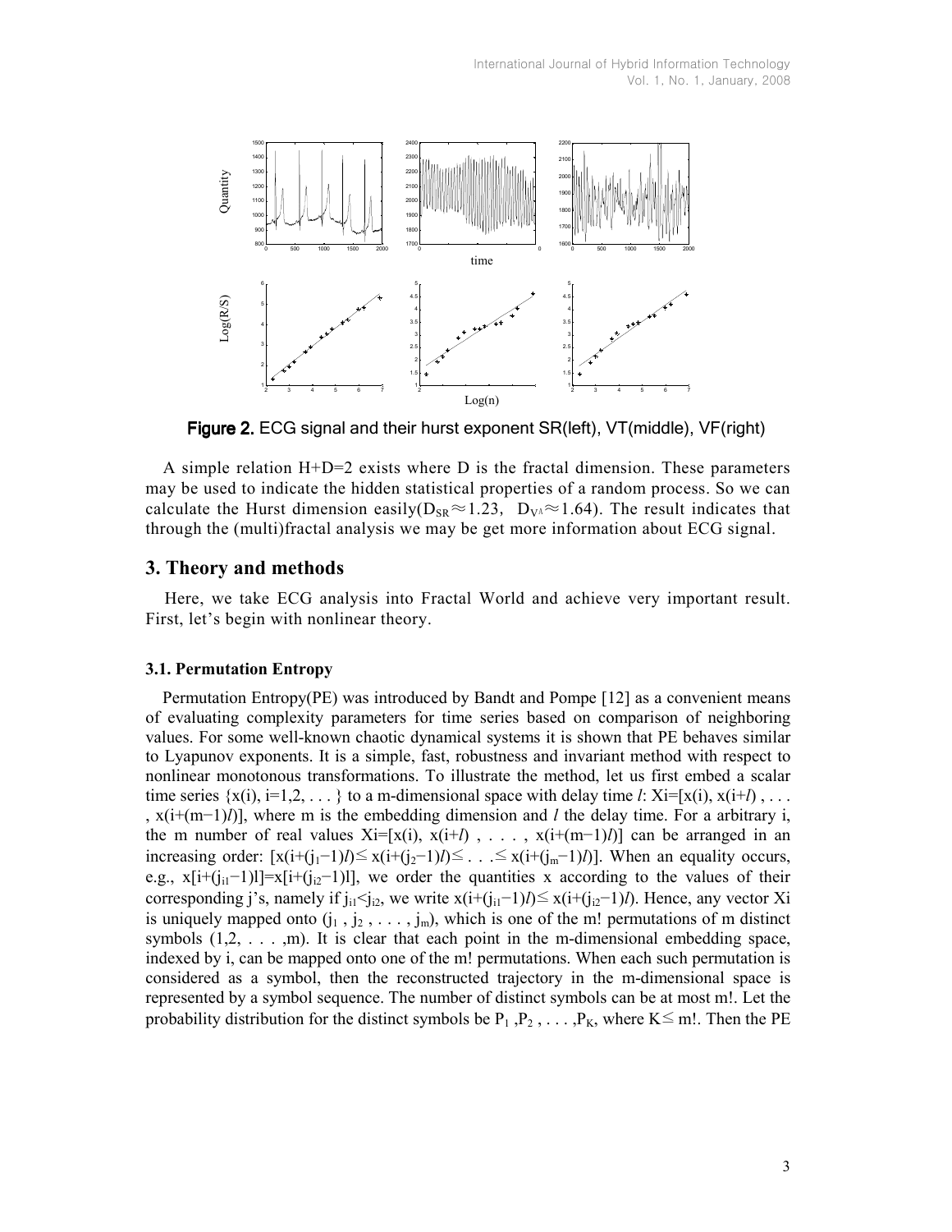Quantity

1500
1400
1300
1200
1100
1000
900
800

0 500 1000 1500 2000

2400
2300
2200
2100
2000
1900
1800
1700

0 0

2200
2100
2000
1900
1800
1700
1600

0 500 1000 1500 2000

time

Log(R/S)

6
5
4
3
2
1

2 3 4 5 6 7

5
4.5
4
3.5
3
2.5
2
1.5
1

2

5
4.5
4
3.5
3
2.5
2
1.5
1

2 3 4 5 6 7

Log(n)

**Figure 2.** ECG signal and their hurst exponent SR(left), VT(middle), VF(right)

A simple relation H+D=2 exists where D is the fractal dimension. These parameters may be used to indicate the hidden statistical properties of a random process. So we can calculate the Hurst dimension easily($D_{SR} \approx 1.23$, $D_{VA} \approx 1.64$). The result indicates that through the (multi)fractal analysis we may be get more information about ECG signal.

## 3. Theory and methods

Here, we take ECG analysis into Fractal World and achieve very important result. First, let's begin with nonlinear theory.

### 3.1. Permutation Entropy

Permutation Entropy(PE) was introduced by Bandt and Pompe [12] as a convenient means of evaluating complexity parameters for time series based on comparison of neighboring values. For some well-known chaotic dynamical systems it is shown that PE behaves similar to Lyapunov exponents. It is a simple, fast, robustness and invariant method with respect to nonlinear monotonous transformations. To illustrate the method, let us first embed a scalar time series $\{x(i), i=1,2, \ldots\}$ to a m-dimensional space with delay time $l$: $Xi=[x(i), x(i+l), \ldots, x(i+(m-1)l)]$, where m is the embedding dimension and $l$ the delay time. For a arbitrary i, the m number of real values $Xi=[x(i), x(i+l), \ldots, x(i+(m-1)l)]$ can be arranged in an increasing order: $[x(i+(j_1-1)l) \leq x(i+(j_2-1)l) \leq \ldots \leq x(i+(j_m-1)l)]$. When an equality occurs, e.g., $x[i+(j_{i1}-1)l]=x[i+(j_{i2}-1)l]$, we order the quantities x according to the values of their corresponding j's, namely if $j_{i1}<j_{i2}$, we write $x(i+(j_{i1}-1)l) \leq x(i+(j_{i2}-1)l)$. Hence, any vector Xi is uniquely mapped onto $(j_1, j_2, \ldots, j_m)$, which is one of the m! permutations of m distinct symbols $(1,2, \ldots, m)$. It is clear that each point in the m-dimensional embedding space, indexed by i, can be mapped onto one of the m! permutations. When each such permutation is considered as a symbol, then the reconstructed trajectory in the m-dimensional space is represented by a symbol sequence. The number of distinct symbols can be at most m!. Let the probability distribution for the distinct symbols be $P_1, P_2, \ldots, P_K$, where $K \leq m!$. Then the PE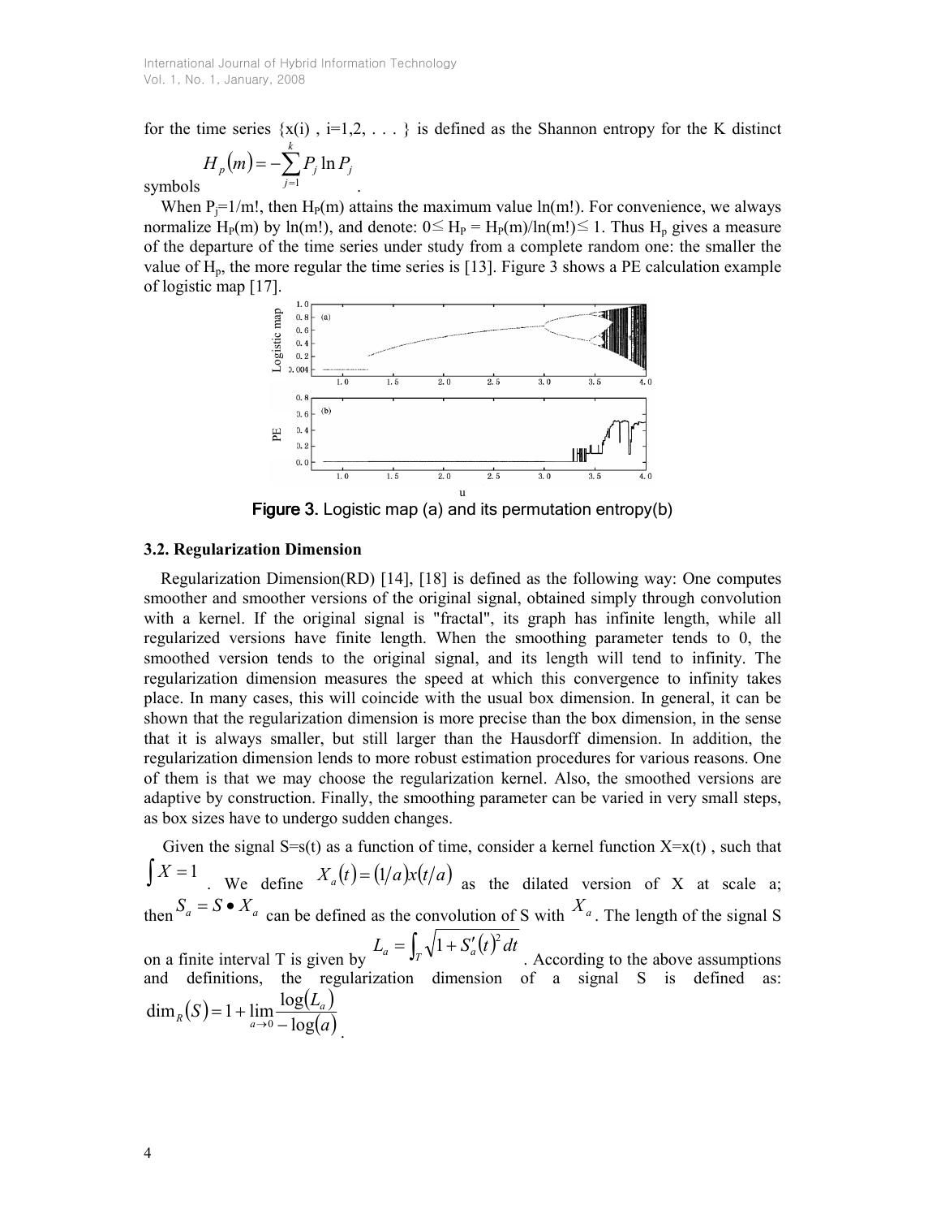for the time series {x(i) , i=1,2, . . . } is defined as the Shannon entropy for the K distinct symbols $H_p(m) = -\sum_{j=1}^{k} P_j \ln P_j$.

When $P_j$=1/m!, then $H_P(m)$ attains the maximum value ln(m!). For convenience, we always normalize $H_P(m)$ by ln(m!), and denote: $0 \le H_P = H_P(m)/\ln(m!) \le 1$. Thus $H_p$ gives a measure of the departure of the time series under study from a complete random one: the smaller the value of $H_p$, the more regular the time series is [13]. Figure 3 shows a PE calculation example of logistic map [17].

Logistic map
1.0
0.8 (a)
0.6
0.4
0.2
0.004
1.0 1.5 2.0 2.5 3.0 3.5 4.0

PE
0.8
0.6 (b)
0.4
0.2
0.0
1.0 1.5 2.0 2.5 3.0 3.5 4.0
u

**Figure 3.** Logistic map (a) and its permutation entropy(b)

### 3.2. Regularization Dimension

Regularization Dimension(RD) [14], [18] is defined as the following way: One computes smoother and smoother versions of the original signal, obtained simply through convolution with a kernel. If the original signal is "fractal", its graph has infinite length, while all regularized versions have finite length. When the smoothing parameter tends to 0, the smoothed version tends to the original signal, and its length will tend to infinity. The regularization dimension measures the speed at which this convergence to infinity takes place. In many cases, this will coincide with the usual box dimension. In general, it can be shown that the regularization dimension is more precise than the box dimension, in the sense that it is always smaller, but still larger than the Hausdorff dimension. In addition, the regularization dimension lends to more robust estimation procedures for various reasons. One of them is that we may choose the regularization kernel. Also, the smoothed versions are adaptive by construction. Finally, the smoothing parameter can be varied in very small steps, as box sizes have to undergo sudden changes.

Given the signal S=s(t) as a function of time, consider a kernel function X=x(t) , such that $\int X = 1$. We define $X_a(t) = (1/a)x(t/a)$ as the dilated version of X at scale a; then $S_a = S \bullet X_a$ can be defined as the convolution of S with $X_a$. The length of the signal S on a finite interval T is given by $L_a = \int_T \sqrt{1 + S_a'(t)^2}\, dt$. According to the above assumptions and definitions, the regularization dimension of a signal S is defined as: $\dim_R(S) = 1 + \lim_{a \to 0} \frac{\log(L_a)}{-\log(a)}$.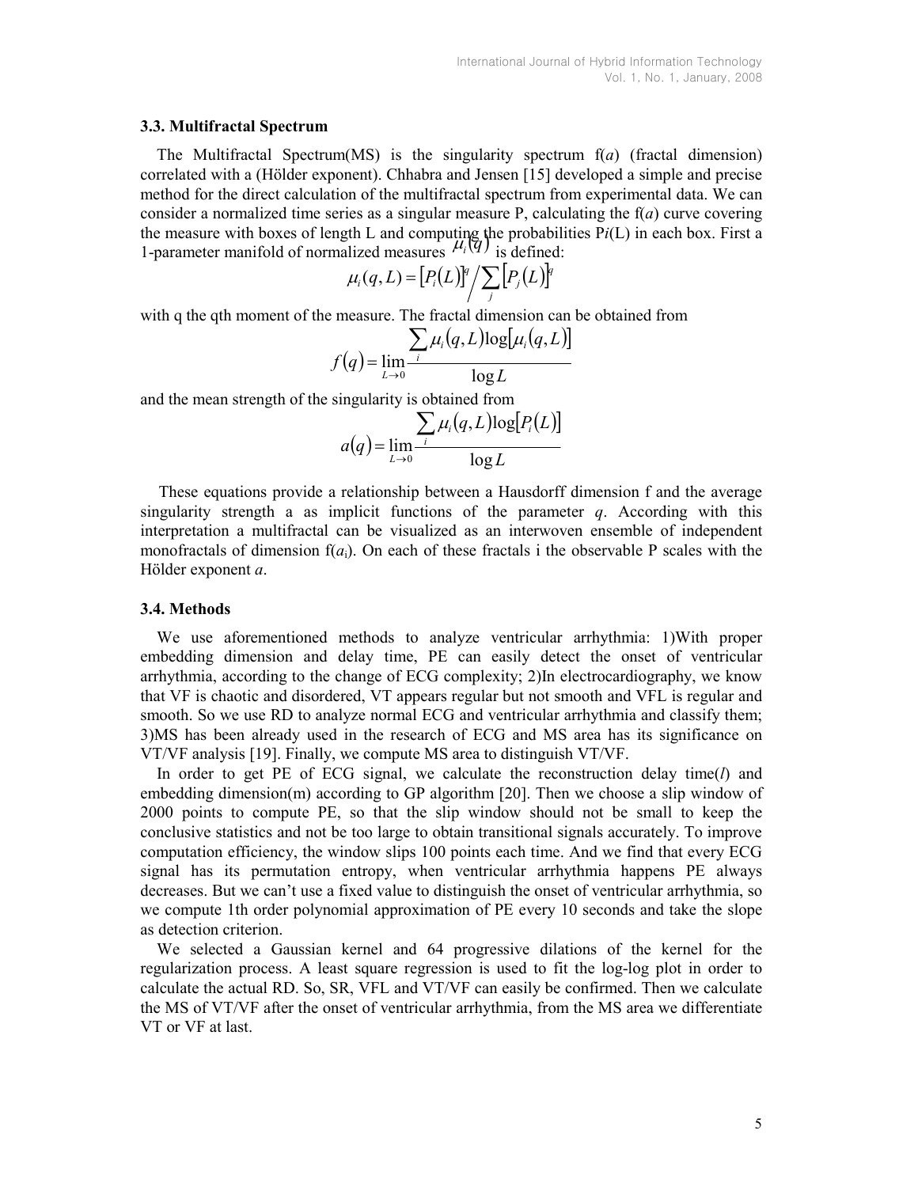### 3.3. Multifractal Spectrum

The Multifractal Spectrum(MS) is the singularity spectrum f(*a*) (fractal dimension) correlated with a (Hölder exponent). Chhabra and Jensen [15] developed a simple and precise method for the direct calculation of the multifractal spectrum from experimental data. We can consider a normalized time series as a singular measure P, calculating the f(*a*) curve covering the measure with boxes of length L and computing the probabilities P*i*(L) in each box. First a 1-parameter manifold of normalized measures $\mu_i(q)$ is defined:

$$\mu_i(q,L) = \left[P_i(L)\right]^q \Big/ \sum_j \left[P_j(L)\right]^q$$

with q the qth moment of the measure. The fractal dimension can be obtained from

$$f(q) = \lim_{L \to 0} \frac{\sum_i \mu_i(q,L) \log\left[\mu_i(q,L)\right]}{\log L}$$

and the mean strength of the singularity is obtained from

$$a(q) = \lim_{L \to 0} \frac{\sum_i \mu_i(q,L) \log\left[P_i(L)\right]}{\log L}$$

These equations provide a relationship between a Hausdorff dimension f and the average singularity strength a as implicit functions of the parameter *q*. According with this interpretation a multifractal can be visualized as an interwoven ensemble of independent monofractals of dimension f($a_i$). On each of these fractals i the observable P scales with the Hölder exponent *a*.

### 3.4. Methods

We use aforementioned methods to analyze ventricular arrhythmia: 1)With proper embedding dimension and delay time, PE can easily detect the onset of ventricular arrhythmia, according to the change of ECG complexity; 2)In electrocardiography, we know that VF is chaotic and disordered, VT appears regular but not smooth and VFL is regular and smooth. So we use RD to analyze normal ECG and ventricular arrhythmia and classify them; 3)MS has been already used in the research of ECG and MS area has its significance on VT/VF analysis [19]. Finally, we compute MS area to distinguish VT/VF.

In order to get PE of ECG signal, we calculate the reconstruction delay time(*l*) and embedding dimension(m) according to GP algorithm [20]. Then we choose a slip window of 2000 points to compute PE, so that the slip window should not be small to keep the conclusive statistics and not be too large to obtain transitional signals accurately. To improve computation efficiency, the window slips 100 points each time. And we find that every ECG signal has its permutation entropy, when ventricular arrhythmia happens PE always decreases. But we can't use a fixed value to distinguish the onset of ventricular arrhythmia, so we compute 1th order polynomial approximation of PE every 10 seconds and take the slope as detection criterion.

We selected a Gaussian kernel and 64 progressive dilations of the kernel for the regularization process. A least square regression is used to fit the log-log plot in order to calculate the actual RD. So, SR, VFL and VT/VF can easily be confirmed. Then we calculate the MS of VT/VF after the onset of ventricular arrhythmia, from the MS area we differentiate VT or VF at last.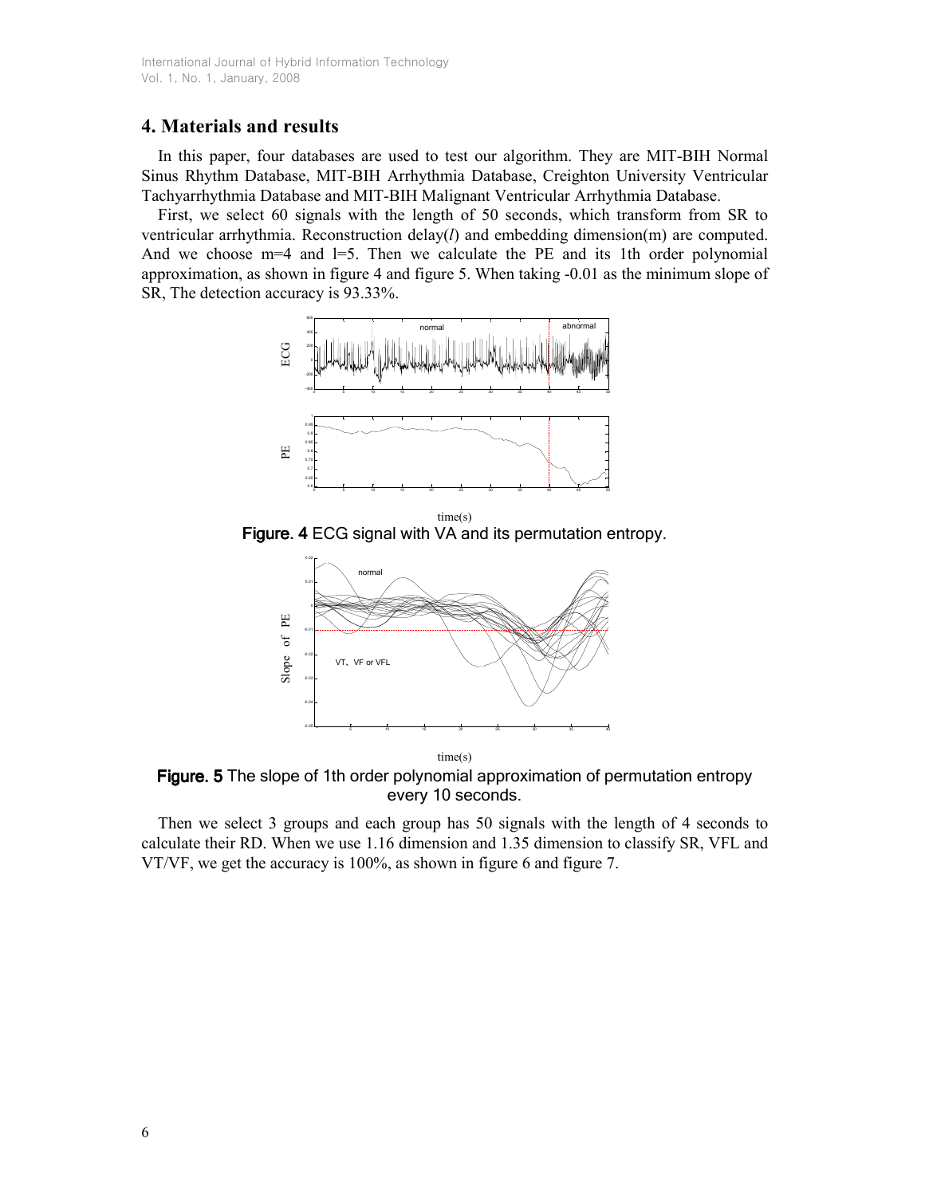## 4. Materials and results

In this paper, four databases are used to test our algorithm. They are MIT-BIH Normal Sinus Rhythm Database, MIT-BIH Arrhythmia Database, Creighton University Ventricular Tachyarrhythmia Database and MIT-BIH Malignant Ventricular Arrhythmia Database.

First, we select 60 signals with the length of 50 seconds, which transform from SR to ventricular arrhythmia. Reconstruction delay($l$) and embedding dimension(m) are computed. And we choose m=4 and l=5. Then we calculate the PE and its 1th order polynomial approximation, as shown in figure 4 and figure 5. When taking -0.01 as the minimum slope of SR, The detection accuracy is 93.33%.

ECG

normal

abnormal

PE

time(s)

**Figure. 4** ECG signal with VA and its permutation entropy.

normal

Slope of PE

VT、VF or VFL

time(s)

**Figure. 5** The slope of 1th order polynomial approximation of permutation entropy every 10 seconds.

Then we select 3 groups and each group has 50 signals with the length of 4 seconds to calculate their RD. When we use 1.16 dimension and 1.35 dimension to classify SR, VFL and VT/VF, we get the accuracy is 100%, as shown in figure 6 and figure 7.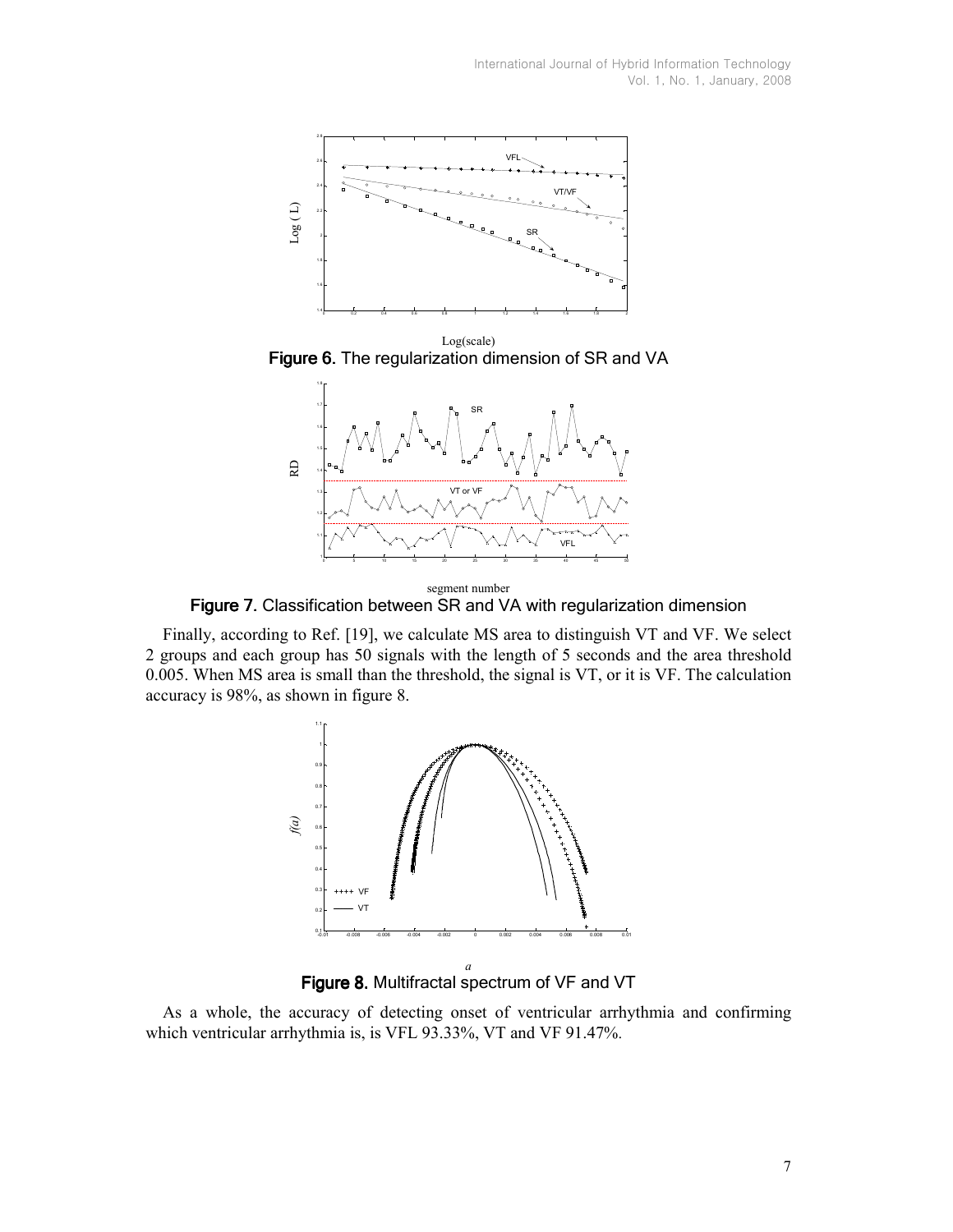Log ( L)

VFL

VT/VF

SR

Log(scale)

Figure 6. The regularization dimension of SR and VA

RD

SR

VT or VF

VFL

segment number

Figure 7. Classification between SR and VA with regularization dimension

Finally, according to Ref. [19], we calculate MS area to distinguish VT and VF. We select 2 groups and each group has 50 signals with the length of 5 seconds and the area threshold 0.005. When MS area is small than the threshold, the signal is VT, or it is VF. The calculation accuracy is 98%, as shown in figure 8.

*f(a)*

++++ VF

—— VT

*a*

Figure 8. Multifractal spectrum of VF and VT

As a whole, the accuracy of detecting onset of ventricular arrhythmia and confirming which ventricular arrhythmia is, is VFL 93.33%, VT and VF 91.47%.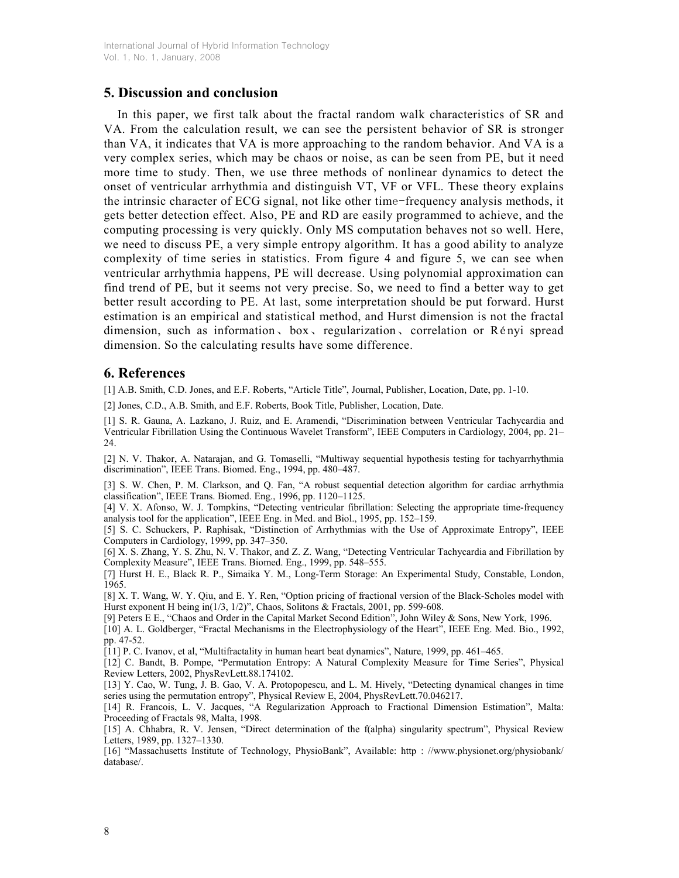## 5. Discussion and conclusion

In this paper, we first talk about the fractal random walk characteristics of SR and VA. From the calculation result, we can see the persistent behavior of SR is stronger than VA, it indicates that VA is more approaching to the random behavior. And VA is a very complex series, which may be chaos or noise, as can be seen from PE, but it need more time to study. Then, we use three methods of nonlinear dynamics to detect the onset of ventricular arrhythmia and distinguish VT, VF or VFL. These theory explains the intrinsic character of ECG signal, not like other time-frequency analysis methods, it gets better detection effect. Also, PE and RD are easily programmed to achieve, and the computing processing is very quickly. Only MS computation behaves not so well. Here, we need to discuss PE, a very simple entropy algorithm. It has a good ability to analyze complexity of time series in statistics. From figure 4 and figure 5, we can see when ventricular arrhythmia happens, PE will decrease. Using polynomial approximation can find trend of PE, but it seems not very precise. So, we need to find a better way to get better result according to PE. At last, some interpretation should be put forward. Hurst estimation is an empirical and statistical method, and Hurst dimension is not the fractal dimension, such as information、box、regularization、correlation or Rényi spread dimension. So the calculating results have some difference.

## 6. References

[1] A.B. Smith, C.D. Jones, and E.F. Roberts, "Article Title", Journal, Publisher, Location, Date, pp. 1-10.

[2] Jones, C.D., A.B. Smith, and E.F. Roberts, Book Title, Publisher, Location, Date.

[1] S. R. Gauna, A. Lazkano, J. Ruiz, and E. Aramendi, "Discrimination between Ventricular Tachycardia and Ventricular Fibrillation Using the Continuous Wavelet Transform", IEEE Computers in Cardiology, 2004, pp. 21–24.

[2] N. V. Thakor, A. Natarajan, and G. Tomaselli, "Multiway sequential hypothesis testing for tachyarrhythmia discrimination", IEEE Trans. Biomed. Eng., 1994, pp. 480–487.

[3] S. W. Chen, P. M. Clarkson, and Q. Fan, "A robust sequential detection algorithm for cardiac arrhythmia classification", IEEE Trans. Biomed. Eng., 1996, pp. 1120–1125.

[4] V. X. Afonso, W. J. Tompkins, "Detecting ventricular fibrillation: Selecting the appropriate time-frequency analysis tool for the application", IEEE Eng. in Med. and Biol., 1995, pp. 152–159.

[5] S. C. Schuckers, P. Raphisak, "Distinction of Arrhythmias with the Use of Approximate Entropy", IEEE Computers in Cardiology, 1999, pp. 347–350.

[6] X. S. Zhang, Y. S. Zhu, N. V. Thakor, and Z. Z. Wang, "Detecting Ventricular Tachycardia and Fibrillation by Complexity Measure", IEEE Trans. Biomed. Eng., 1999, pp. 548–555.

[7] Hurst H. E., Black R. P., Simaika Y. M., Long-Term Storage: An Experimental Study, Constable, London, 1965.

[8] X. T. Wang, W. Y. Qiu, and E. Y. Ren, "Option pricing of fractional version of the Black-Scholes model with Hurst exponent H being in(1/3, 1/2)", Chaos, Solitons & Fractals, 2001, pp. 599-608.

[9] Peters E E., "Chaos and Order in the Capital Market Second Edition", John Wiley & Sons, New York, 1996.

[10] A. L. Goldberger, "Fractal Mechanisms in the Electrophysiology of the Heart", IEEE Eng. Med. Bio., 1992, pp. 47-52.

[11] P. C. Ivanov, et al, "Multifractality in human heart beat dynamics", Nature, 1999, pp. 461–465.

[12] C. Bandt, B. Pompe, "Permutation Entropy: A Natural Complexity Measure for Time Series", Physical Review Letters, 2002, PhysRevLett.88.174102.

[13] Y. Cao, W. Tung, J. B. Gao, V. A. Protopopescu, and L. M. Hively, "Detecting dynamical changes in time series using the permutation entropy", Physical Review E, 2004, PhysRevLett.70.046217.

[14] R. Francois, L. V. Jacques, "A Regularization Approach to Fractional Dimension Estimation", Malta: Proceeding of Fractals 98, Malta, 1998.

[15] A. Chhabra, R. V. Jensen, "Direct determination of the f(alpha) singularity spectrum", Physical Review Letters, 1989, pp. 1327–1330.

[16] "Massachusetts Institute of Technology, PhysioBank", Available: http : //www.physionet.org/physiobank/database/.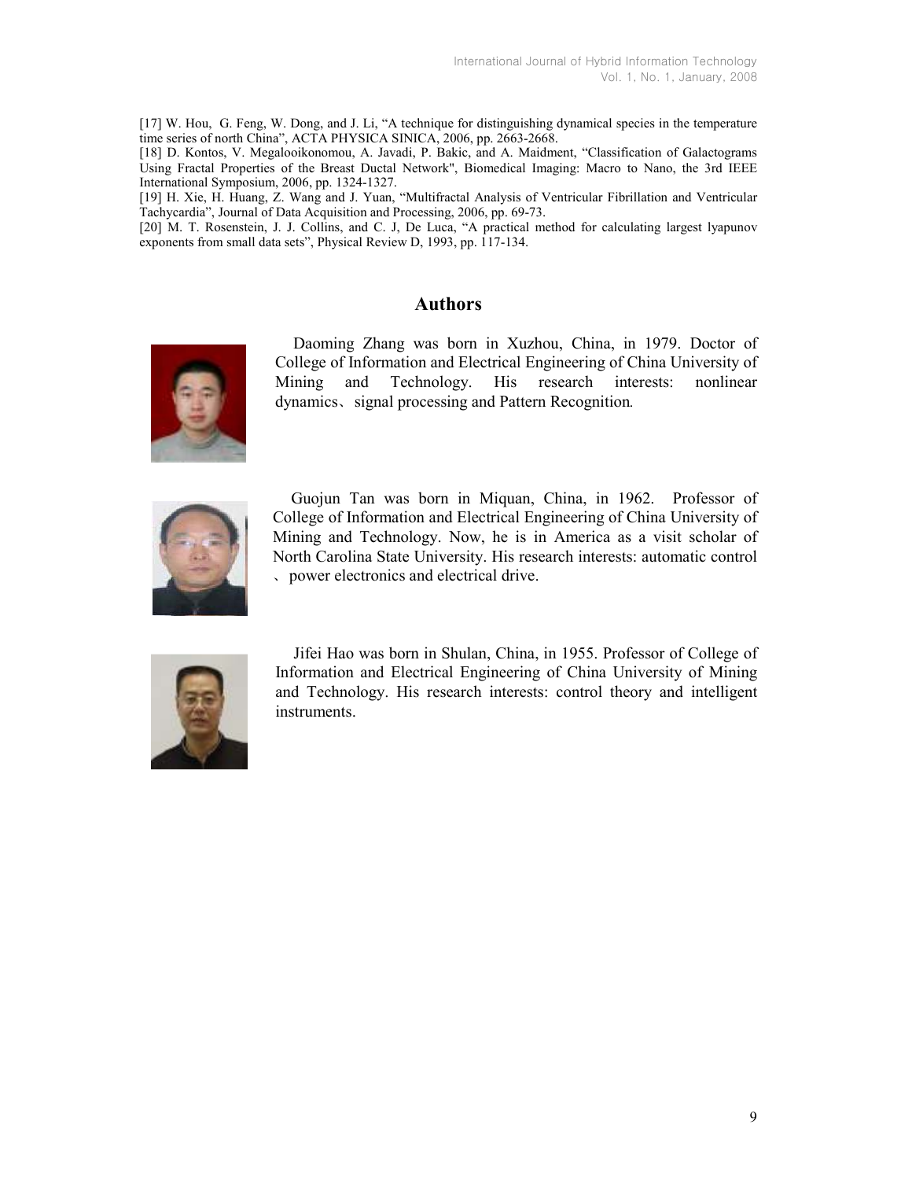[17] W. Hou, G. Feng, W. Dong, and J. Li, "A technique for distinguishing dynamical species in the temperature time series of north China", ACTA PHYSICA SINICA, 2006, pp. 2663-2668.

[18] D. Kontos, V. Megalooikonomou, A. Javadi, P. Bakic, and A. Maidment, "Classification of Galactograms Using Fractal Properties of the Breast Ductal Network", Biomedical Imaging: Macro to Nano, the 3rd IEEE International Symposium, 2006, pp. 1324-1327.

[19] H. Xie, H. Huang, Z. Wang and J. Yuan, "Multifractal Analysis of Ventricular Fibrillation and Ventricular Tachycardia", Journal of Data Acquisition and Processing, 2006, pp. 69-73.

[20] M. T. Rosenstein, J. J. Collins, and C. J, De Luca, "A practical method for calculating largest lyapunov exponents from small data sets", Physical Review D, 1993, pp. 117-134.

## Authors

Daoming Zhang was born in Xuzhou, China, in 1979. Doctor of College of Information and Electrical Engineering of China University of Mining and Technology. His research interests: nonlinear dynamics、signal processing and Pattern Recognition.

Guojun Tan was born in Miquan, China, in 1962. Professor of College of Information and Electrical Engineering of China University of Mining and Technology. Now, he is in America as a visit scholar of North Carolina State University. His research interests: automatic control、power electronics and electrical drive.

Jifei Hao was born in Shulan, China, in 1955. Professor of College of Information and Electrical Engineering of China University of Mining and Technology. His research interests: control theory and intelligent instruments.